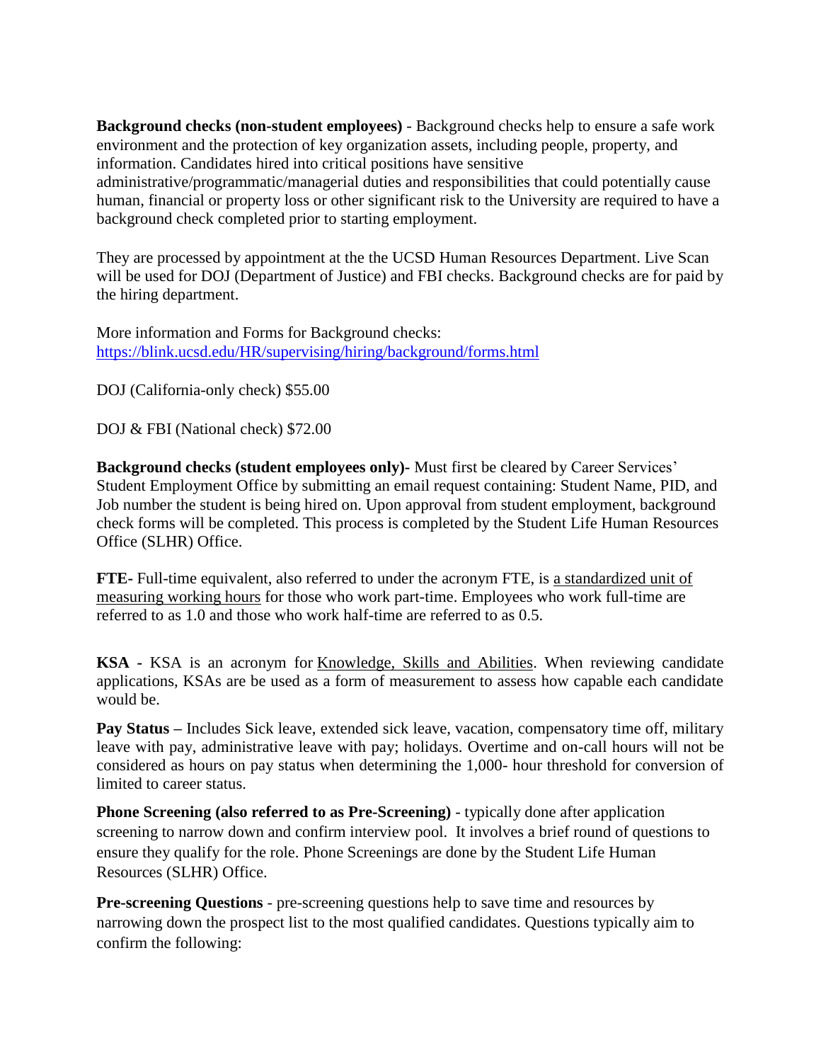**Background checks (non-student employees)** - Background checks help to ensure a safe work environment and the protection of key organization assets, including people, property, and information. Candidates hired into critical positions have sensitive administrative/programmatic/managerial duties and responsibilities that could potentially cause human, financial or property loss or other significant risk to the University are required to have a background check completed prior to starting employment.

They are processed by appointment at the the UCSD Human Resources Department. Live Scan will be used for DOJ (Department of Justice) and FBI checks. Background checks are for paid by the hiring department.

More information and Forms for Background checks:
[https://blink.ucsd.edu/HR/supervising/hiring/background/forms.html](https://blink.ucsd.edu/HR/supervising/hiring/background/forms.html)

DOJ (California-only check) $55.00

DOJ & FBI (National check) $72.00

**Background checks (student employees only)**- Must first be cleared by Career Services' Student Employment Office by submitting an email request containing: Student Name, PID, and Job number the student is being hired on. Upon approval from student employment, background check forms will be completed. This process is completed by the Student Life Human Resources Office (SLHR) Office.

**FTE**- Full-time equivalent, also referred to under the acronym FTE, is <u>a standardized unit of measuring working hours</u> for those who work part-time. Employees who work full-time are referred to as 1.0 and those who work half-time are referred to as 0.5.

**KSA** - KSA is an acronym for <u>Knowledge, Skills and Abilities</u>. When reviewing candidate applications, KSAs are be used as a form of measurement to assess how capable each candidate would be.

**Pay Status** – Includes Sick leave, extended sick leave, vacation, compensatory time off, military leave with pay, administrative leave with pay; holidays. Overtime and on-call hours will not be considered as hours on pay status when determining the 1,000- hour threshold for conversion of limited to career status.

**Phone Screening (also referred to as Pre-Screening)** - typically done after application screening to narrow down and confirm interview pool. It involves a brief round of questions to ensure they qualify for the role. Phone Screenings are done by the Student Life Human Resources (SLHR) Office.

**Pre-screening Questions** - pre-screening questions help to save time and resources by narrowing down the prospect list to the most qualified candidates. Questions typically aim to confirm the following: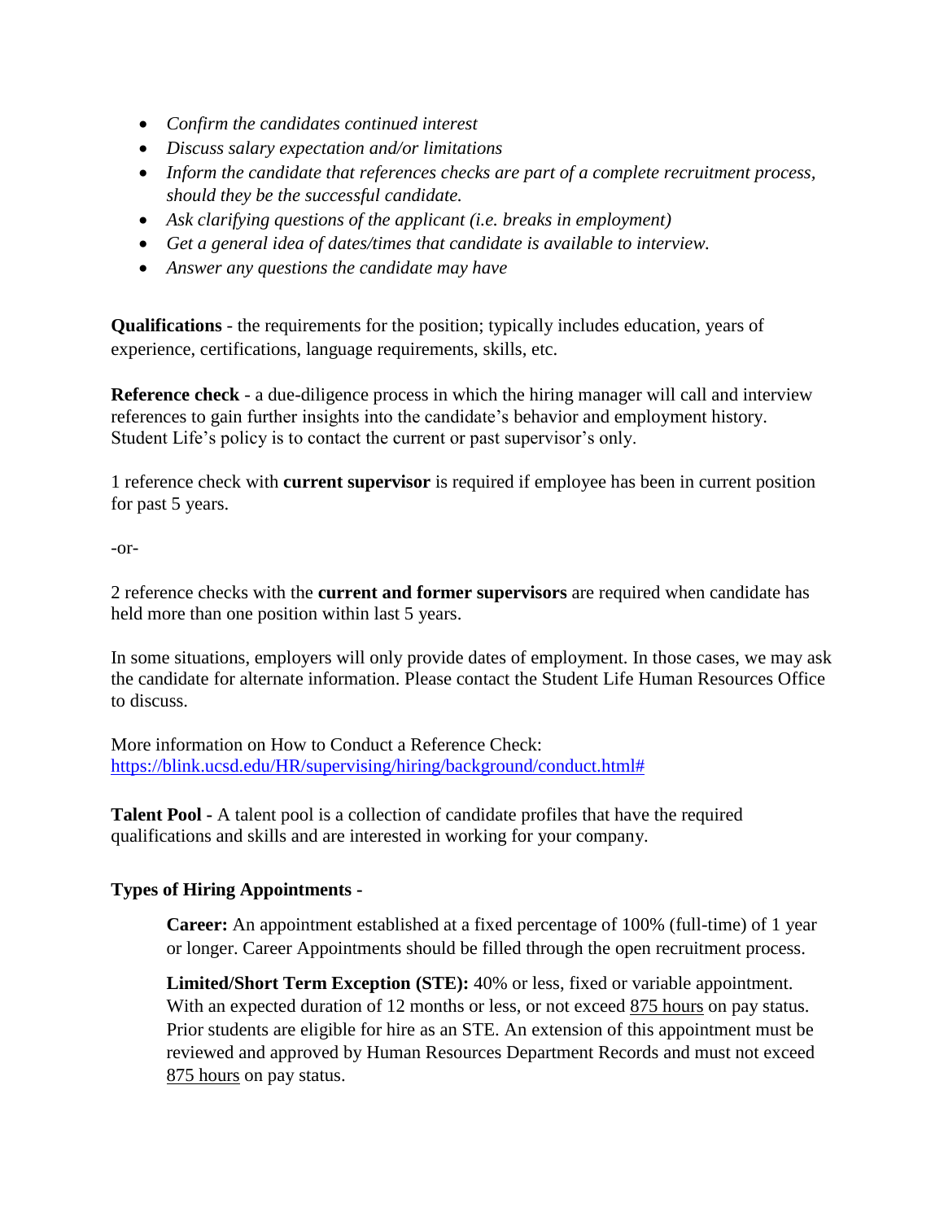- *Confirm the candidates continued interest*
- *Discuss salary expectation and/or limitations*
- *Inform the candidate that references checks are part of a complete recruitment process, should they be the successful candidate.*
- *Ask clarifying questions of the applicant (i.e. breaks in employment)*
- *Get a general idea of dates/times that candidate is available to interview.*
- *Answer any questions the candidate may have*

**Qualifications** - the requirements for the position; typically includes education, years of experience, certifications, language requirements, skills, etc.

**Reference check** - a due-diligence process in which the hiring manager will call and interview references to gain further insights into the candidate's behavior and employment history. Student Life's policy is to contact the current or past supervisor's only.

1 reference check with **current supervisor** is required if employee has been in current position for past 5 years.

-or-

2 reference checks with the **current and former supervisors** are required when candidate has held more than one position within last 5 years.

In some situations, employers will only provide dates of employment. In those cases, we may ask the candidate for alternate information. Please contact the Student Life Human Resources Office to discuss.

More information on How to Conduct a Reference Check:
https://blink.ucsd.edu/HR/supervising/hiring/background/conduct.html#

**Talent Pool -** A talent pool is a collection of candidate profiles that have the required qualifications and skills and are interested in working for your company.

**Types of Hiring Appointments -**

**Career:** An appointment established at a fixed percentage of 100% (full-time) of 1 year or longer. Career Appointments should be filled through the open recruitment process.

**Limited/Short Term Exception (STE):** 40% or less, fixed or variable appointment. With an expected duration of 12 months or less, or not exceed 875 hours on pay status. Prior students are eligible for hire as an STE. An extension of this appointment must be reviewed and approved by Human Resources Department Records and must not exceed 875 hours on pay status.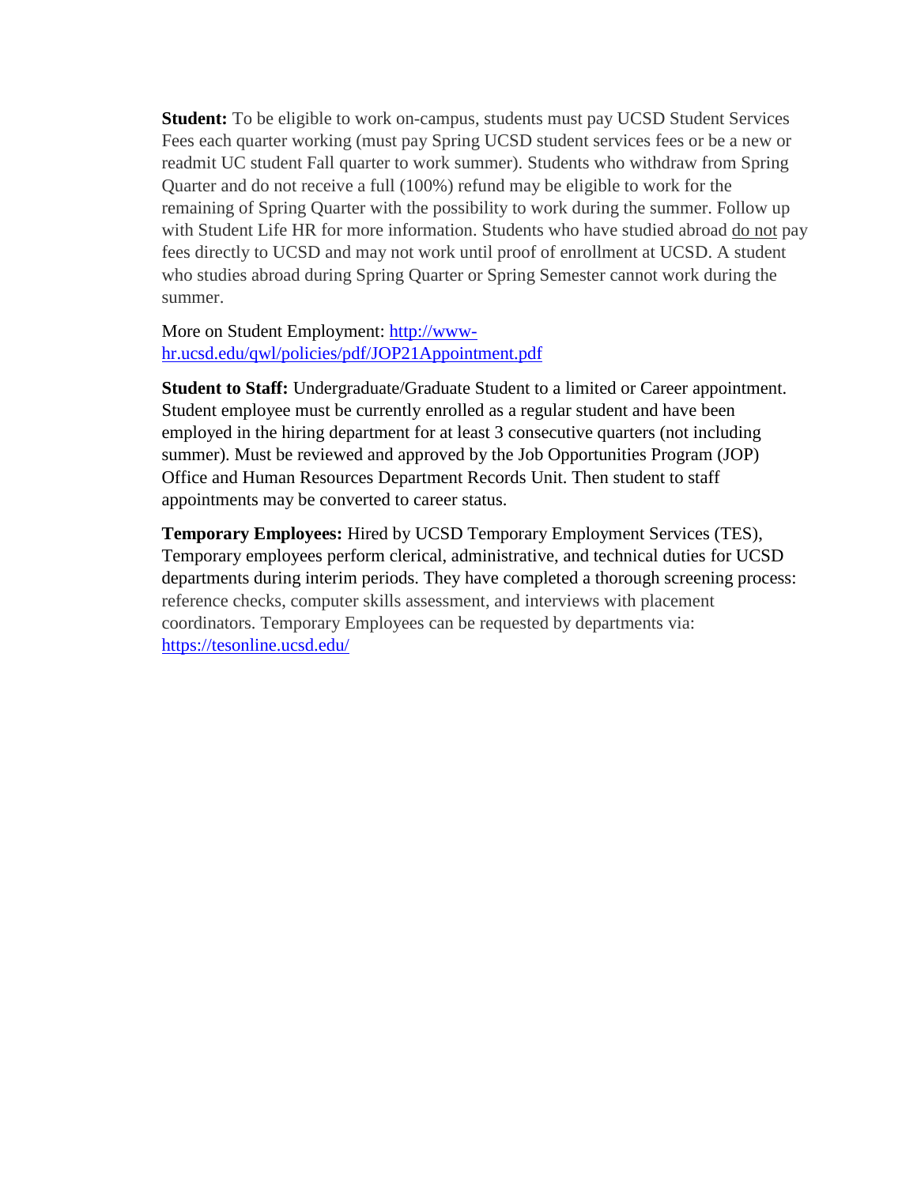**Student:** To be eligible to work on-campus, students must pay UCSD Student Services Fees each quarter working (must pay Spring UCSD student services fees or be a new or readmit UC student Fall quarter to work summer). Students who withdraw from Spring Quarter and do not receive a full (100%) refund may be eligible to work for the remaining of Spring Quarter with the possibility to work during the summer. Follow up with Student Life HR for more information. Students who have studied abroad do not pay fees directly to UCSD and may not work until proof of enrollment at UCSD. A student who studies abroad during Spring Quarter or Spring Semester cannot work during the summer.

More on Student Employment: [http://www-hr.ucsd.edu/qwl/policies/pdf/JOP21Appointment.pdf](http://www-hr.ucsd.edu/qwl/policies/pdf/JOP21Appointment.pdf)

**Student to Staff:** Undergraduate/Graduate Student to a limited or Career appointment. Student employee must be currently enrolled as a regular student and have been employed in the hiring department for at least 3 consecutive quarters (not including summer). Must be reviewed and approved by the Job Opportunities Program (JOP) Office and Human Resources Department Records Unit. Then student to staff appointments may be converted to career status.

**Temporary Employees:** Hired by UCSD Temporary Employment Services (TES), Temporary employees perform clerical, administrative, and technical duties for UCSD departments during interim periods. They have completed a thorough screening process: reference checks, computer skills assessment, and interviews with placement coordinators. Temporary Employees can be requested by departments via: [https://tesonline.ucsd.edu/](https://tesonline.ucsd.edu/)